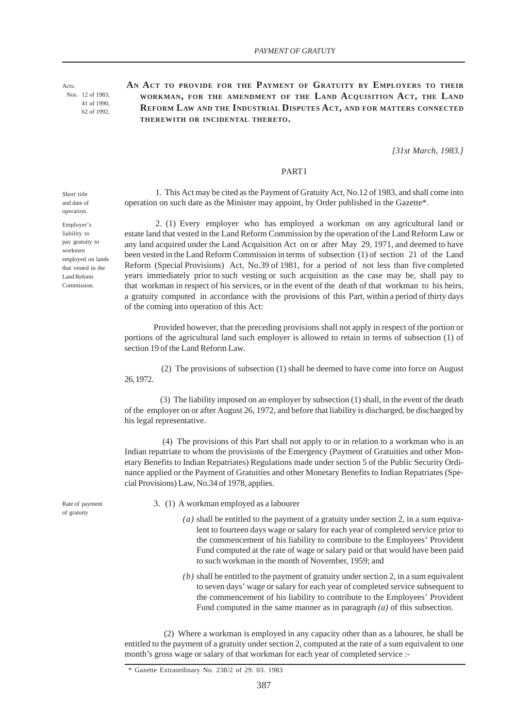Acts.
Nos. 12 of 1983,
41 of 1990,
62 of 1992.

**AN ACT TO PROVIDE FOR THE PAYMENT OF GRATUITY BY EMPLOYERS TO THEIR WORKMAN, FOR THE AMENDMENT OF THE LAND ACQUISITION ACT, THE LAND REFORM LAW AND THE INDUSTRIAL DISPUTES ACT, AND FOR MATTERS CONNECTED THEREWITH OR INCIDENTAL THERETO.**

*[31st March, 1983.]*

PART I

Short title and date of operation.

1. This Act may be cited as the Payment of Gratuity Act, No.12 of 1983, and shall come into operation on such date as the Minister may appoint, by Order published in the Gazette*.

Employer's liability to pay gratuity to workmen employed on lands that vested in the Land Reform Commission.

2. (1) Every employer who has employed a workman on any agricultural land or estate land that vested in the Land Reform Commission by the operation of the Land Reform Law or any land acquired under the Land Acquisition Act on or after May 29, 1971, and deemed to have been vested in the Land Reform Commission in terms of subsection (1) of section 21 of the Land Reform (Special Provisions) Act, No.39 of 1981, for a period of not less than five completed years immediately prior to such vesting or such acquisition as the case may be, shall pay to that workman in respect of his services, or in the event of the death of that workman to his heirs, a gratuity computed in accordance with the provisions of this Part, within a period of thirty days of the coming into operation of this Act:

Provided however, that the preceding provisions shall not apply in respect of the portion or portions of the agricultural land such employer is allowed to retain in terms of subsection (1) of section 19 of the Land Reform Law.

(2) The provisions of subsection (1) shall be deemed to have come into force on August 26, 1972.

(3) The liability imposed on an employer by subsection (1) shall, in the event of the death of the employer on or after August 26, 1972, and before that liability is discharged, be discharged by his legal representative.

(4) The provisions of this Part shall not apply to or in relation to a workman who is an Indian repatriate to whom the provisions of the Emergency (Payment of Gratuities and other Monetary Benefits to Indian Repatriates) Regulations made under section 5 of the Public Security Ordinance applied or the Payment of Gratuities and other Monetary Benefits to Indian Repatriates (Special Provisions) Law, No.34 of 1978, applies.

Rate of payment of gratuity

3. (1) A workman employed as a labourer

*(a)* shall be entitled to the payment of a gratuity under section 2, in a sum equivalent to fourteen days wage or salary for each year of completed service prior to the commencement of his liability to contribute to the Employees' Provident Fund computed at the rate of wage or salary paid or that would have been paid to such workman in the month of November, 1959; and

*(b)* shall be entitled to the payment of gratuity under section 2, in a sum equivalent to seven days' wage or salary for each year of completed service subsequent to the commencement of his liability to contribute to the Employees' Provident Fund computed in the same manner as in paragraph *(a)* of this subsection.

(2) Where a workman is employed in any capacity other than as a labourer, he shall be entitled to the payment of a gratuity under section 2, computed at the rate of a sum equivalent to one month's gross wage or salary of that workman for each year of completed service :-

\* Gazette Extraordinary No. 238/2 of 29. 03. 1983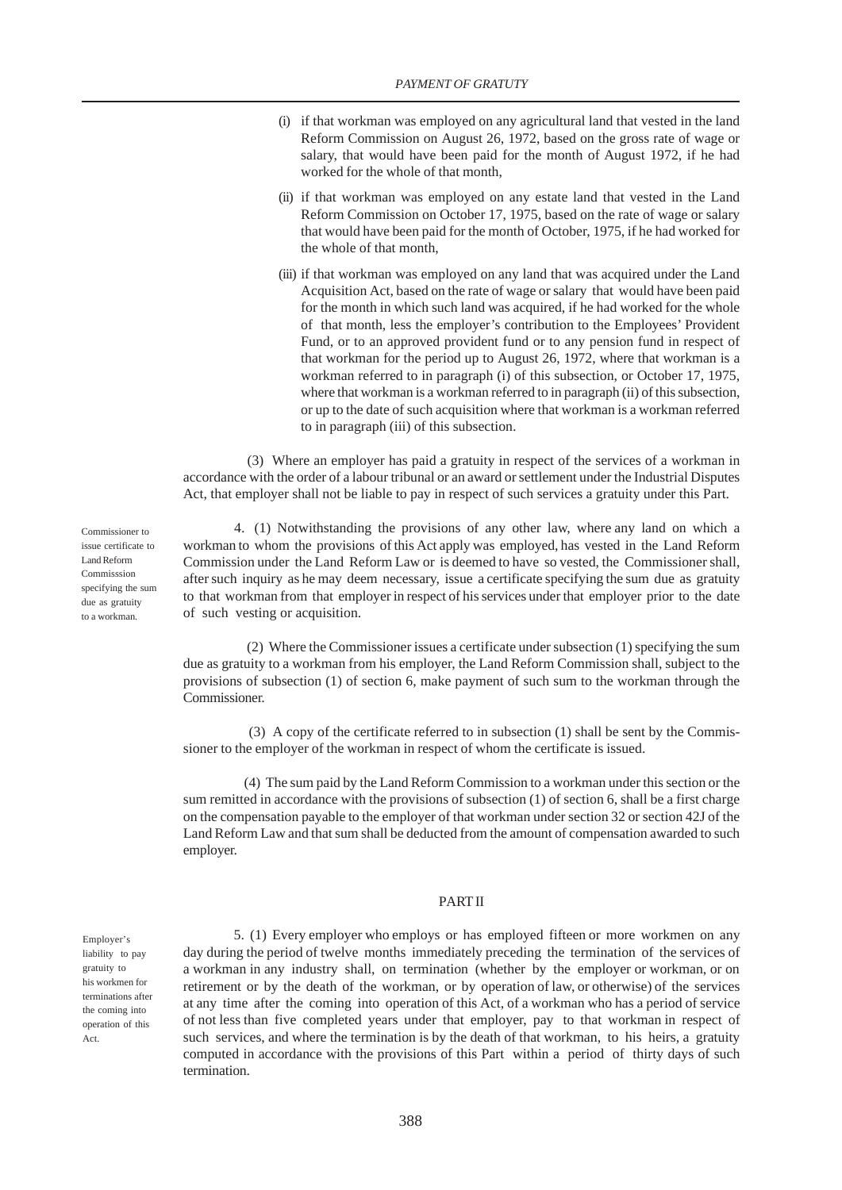(i) if that workman was employed on any agricultural land that vested in the land Reform Commission on August 26, 1972, based on the gross rate of wage or salary, that would have been paid for the month of August 1972, if he had worked for the whole of that month,

(ii) if that workman was employed on any estate land that vested in the Land Reform Commission on October 17, 1975, based on the rate of wage or salary that would have been paid for the month of October, 1975, if he had worked for the whole of that month,

(iii) if that workman was employed on any land that was acquired under the Land Acquisition Act, based on the rate of wage or salary that would have been paid for the month in which such land was acquired, if he had worked for the whole of that month, less the employer's contribution to the Employees' Provident Fund, or to an approved provident fund or to any pension fund in respect of that workman for the period up to August 26, 1972, where that workman is a workman referred to in paragraph (i) of this subsection, or October 17, 1975, where that workman is a workman referred to in paragraph (ii) of this subsection, or up to the date of such acquisition where that workman is a workman referred to in paragraph (iii) of this subsection.

(3) Where an employer has paid a gratuity in respect of the services of a workman in accordance with the order of a labour tribunal or an award or settlement under the Industrial Disputes Act, that employer shall not be liable to pay in respect of such services a gratuity under this Part.

*Commissioner to issue certificate to Land Reform Commisssion specifying the sum due as gratuity to a workman.*

4. (1) Notwithstanding the provisions of any other law, where any land on which a workman to whom the provisions of this Act apply was employed, has vested in the Land Reform Commission under the Land Reform Law or is deemed to have so vested, the Commissioner shall, after such inquiry as he may deem necessary, issue a certificate specifying the sum due as gratuity to that workman from that employer in respect of his services under that employer prior to the date of such vesting or acquisition.

(2) Where the Commissioner issues a certificate under subsection (1) specifying the sum due as gratuity to a workman from his employer, the Land Reform Commission shall, subject to the provisions of subsection (1) of section 6, make payment of such sum to the workman through the Commissioner.

(3) A copy of the certificate referred to in subsection (1) shall be sent by the Commissioner to the employer of the workman in respect of whom the certificate is issued.

(4) The sum paid by the Land Reform Commission to a workman under this section or the sum remitted in accordance with the provisions of subsection (1) of section 6, shall be a first charge on the compensation payable to the employer of that workman under section 32 or section 42J of the Land Reform Law and that sum shall be deducted from the amount of compensation awarded to such employer.

## PART II

*Employer's liability to pay gratuity to his workmen for terminations after the coming into operation of this Act.*

5. (1) Every employer who employs or has employed fifteen or more workmen on any day during the period of twelve months immediately preceding the termination of the services of a workman in any industry shall, on termination (whether by the employer or workman, or on retirement or by the death of the workman, or by operation of law, or otherwise) of the services at any time after the coming into operation of this Act, of a workman who has a period of service of not less than five completed years under that employer, pay to that workman in respect of such services, and where the termination is by the death of that workman, to his heirs, a gratuity computed in accordance with the provisions of this Part within a period of thirty days of such termination.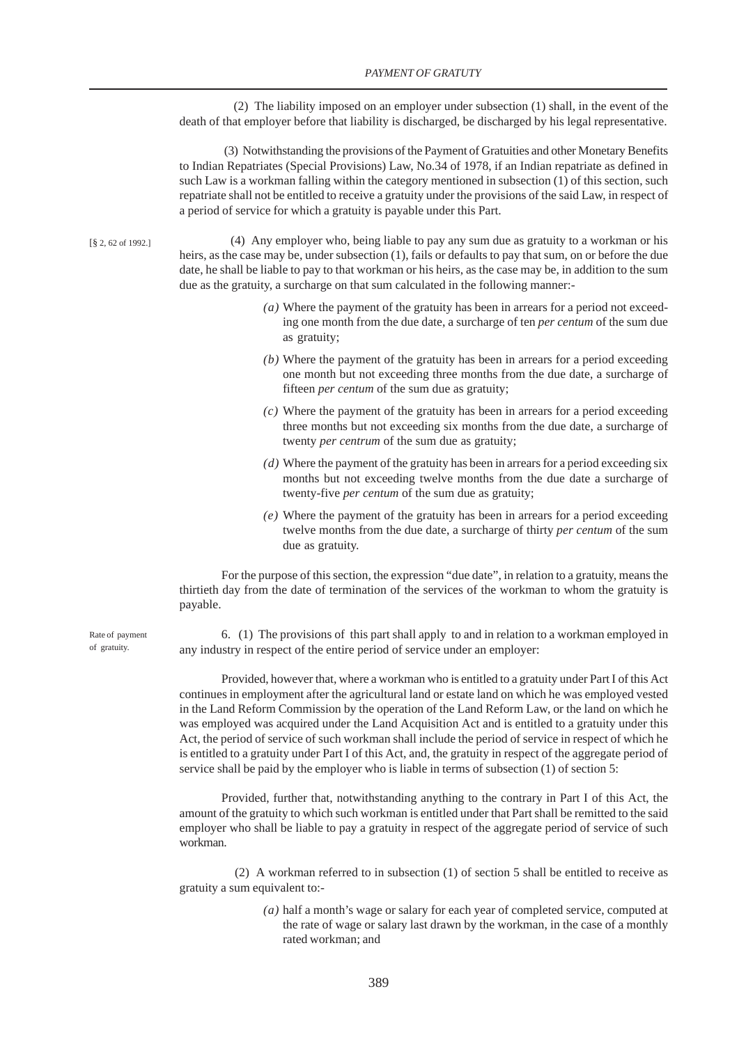(2) The liability imposed on an employer under subsection (1) shall, in the event of the death of that employer before that liability is discharged, be discharged by his legal representative.

(3) Notwithstanding the provisions of the Payment of Gratuities and other Monetary Benefits to Indian Repatriates (Special Provisions) Law, No.34 of 1978, if an Indian repatriate as defined in such Law is a workman falling within the category mentioned in subsection (1) of this section, such repatriate shall not be entitled to receive a gratuity under the provisions of the said Law, in respect of a period of service for which a gratuity is payable under this Part.

[§ 2, 62 of 1992.]

(4) Any employer who, being liable to pay any sum due as gratuity to a workman or his heirs, as the case may be, under subsection (1), fails or defaults to pay that sum, on or before the due date, he shall be liable to pay to that workman or his heirs, as the case may be, in addition to the sum due as the gratuity, a surcharge on that sum calculated in the following manner:-

*(a)* Where the payment of the gratuity has been in arrears for a period not exceeding one month from the due date, a surcharge of ten *per centum* of the sum due as gratuity;

*(b)* Where the payment of the gratuity has been in arrears for a period exceeding one month but not exceeding three months from the due date, a surcharge of fifteen *per centum* of the sum due as gratuity;

*(c)* Where the payment of the gratuity has been in arrears for a period exceeding three months but not exceeding six months from the due date, a surcharge of twenty *per centrum* of the sum due as gratuity;

*(d)* Where the payment of the gratuity has been in arrears for a period exceeding six months but not exceeding twelve months from the due date a surcharge of twenty-five *per centum* of the sum due as gratuity;

*(e)* Where the payment of the gratuity has been in arrears for a period exceeding twelve months from the due date, a surcharge of thirty *per centum* of the sum due as gratuity.

For the purpose of this section, the expression "due date", in relation to a gratuity, means the thirtieth day from the date of termination of the services of the workman to whom the gratuity is payable.

Rate of payment of gratuity.

6. (1) The provisions of this part shall apply to and in relation to a workman employed in any industry in respect of the entire period of service under an employer:

Provided, however that, where a workman who is entitled to a gratuity under Part I of this Act continues in employment after the agricultural land or estate land on which he was employed vested in the Land Reform Commission by the operation of the Land Reform Law, or the land on which he was employed was acquired under the Land Acquisition Act and is entitled to a gratuity under this Act, the period of service of such workman shall include the period of service in respect of which he is entitled to a gratuity under Part I of this Act, and, the gratuity in respect of the aggregate period of service shall be paid by the employer who is liable in terms of subsection (1) of section 5:

Provided, further that, notwithstanding anything to the contrary in Part I of this Act, the amount of the gratuity to which such workman is entitled under that Part shall be remitted to the said employer who shall be liable to pay a gratuity in respect of the aggregate period of service of such workman.

(2) A workman referred to in subsection (1) of section 5 shall be entitled to receive as gratuity a sum equivalent to:-

*(a)* half a month's wage or salary for each year of completed service, computed at the rate of wage or salary last drawn by the workman, in the case of a monthly rated workman; and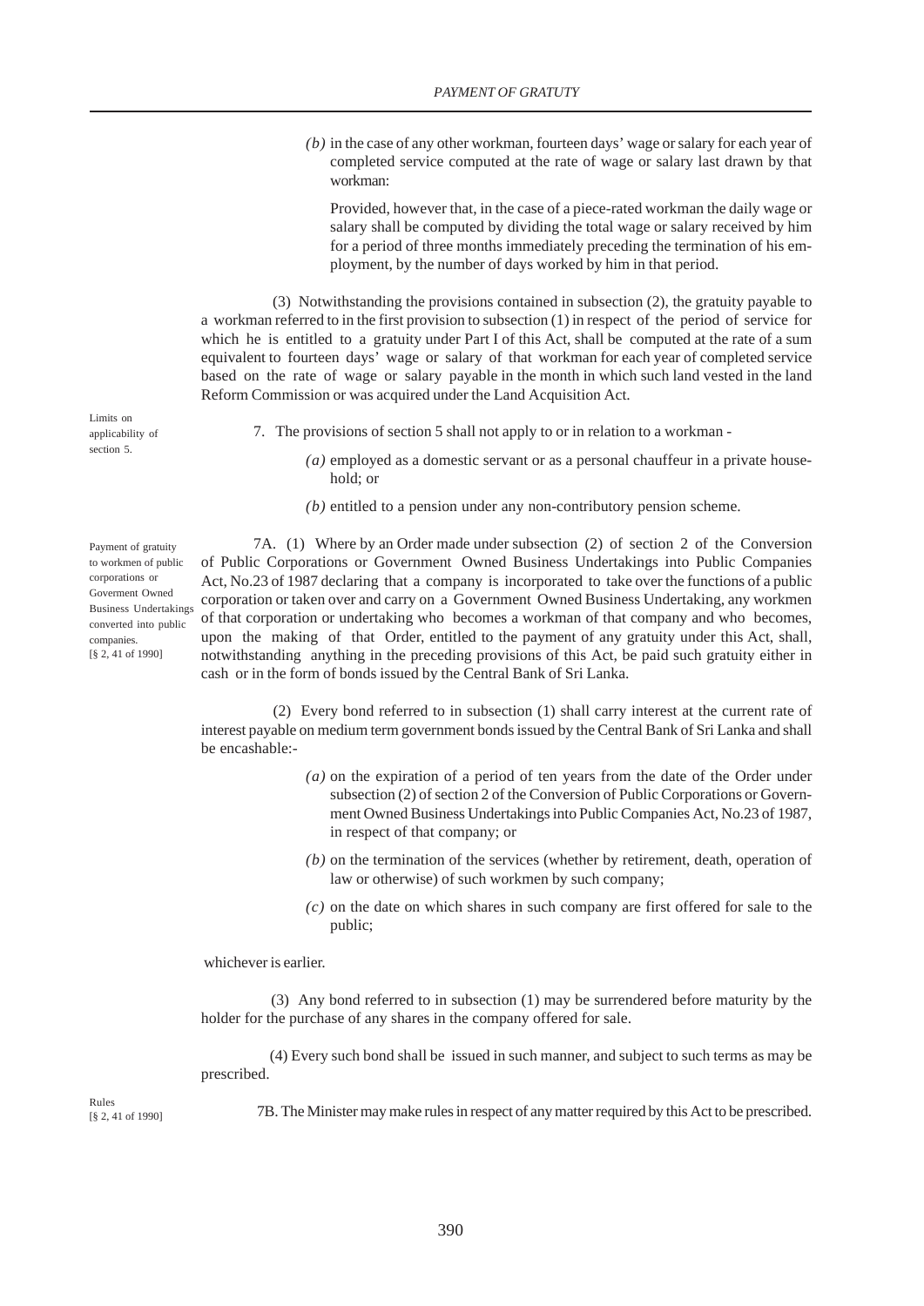*(b)* in the case of any other workman, fourteen days' wage or salary for each year of completed service computed at the rate of wage or salary last drawn by that workman:

Provided, however that, in the case of a piece-rated workman the daily wage or salary shall be computed by dividing the total wage or salary received by him for a period of three months immediately preceding the termination of his employment, by the number of days worked by him in that period.

(3) Notwithstanding the provisions contained in subsection (2), the gratuity payable to a workman referred to in the first provision to subsection (1) in respect of the period of service for which he is entitled to a gratuity under Part I of this Act, shall be computed at the rate of a sum equivalent to fourteen days' wage or salary of that workman for each year of completed service based on the rate of wage or salary payable in the month in which such land vested in the land Reform Commission or was acquired under the Land Acquisition Act.

Limits on applicability of section 5.

7. The provisions of section 5 shall not apply to or in relation to a workman -

*(a)* employed as a domestic servant or as a personal chauffeur in a private household; or

*(b)* entitled to a pension under any non-contributory pension scheme.

Payment of gratuity to workmen of public corporations or Goverment Owned Business Undertakings converted into public companies. [§ 2, 41 of 1990]

7A. (1) Where by an Order made under subsection (2) of section 2 of the Conversion of Public Corporations or Government Owned Business Undertakings into Public Companies Act, No.23 of 1987 declaring that a company is incorporated to take over the functions of a public corporation or taken over and carry on a Government Owned Business Undertaking, any workmen of that corporation or undertaking who becomes a workman of that company and who becomes, upon the making of that Order, entitled to the payment of any gratuity under this Act, shall, notwithstanding anything in the preceding provisions of this Act, be paid such gratuity either in cash or in the form of bonds issued by the Central Bank of Sri Lanka.

(2) Every bond referred to in subsection (1) shall carry interest at the current rate of interest payable on medium term government bonds issued by the Central Bank of Sri Lanka and shall be encashable:-

*(a)* on the expiration of a period of ten years from the date of the Order under subsection (2) of section 2 of the Conversion of Public Corporations or Government Owned Business Undertakings into Public Companies Act, No.23 of 1987, in respect of that company; or

*(b)* on the termination of the services (whether by retirement, death, operation of law or otherwise) of such workmen by such company;

*(c)* on the date on which shares in such company are first offered for sale to the public;

whichever is earlier.

(3) Any bond referred to in subsection (1) may be surrendered before maturity by the holder for the purchase of any shares in the company offered for sale.

(4) Every such bond shall be issued in such manner, and subject to such terms as may be prescribed.

Rules [§ 2, 41 of 1990]

7B. The Minister may make rules in respect of any matter required by this Act to be prescribed.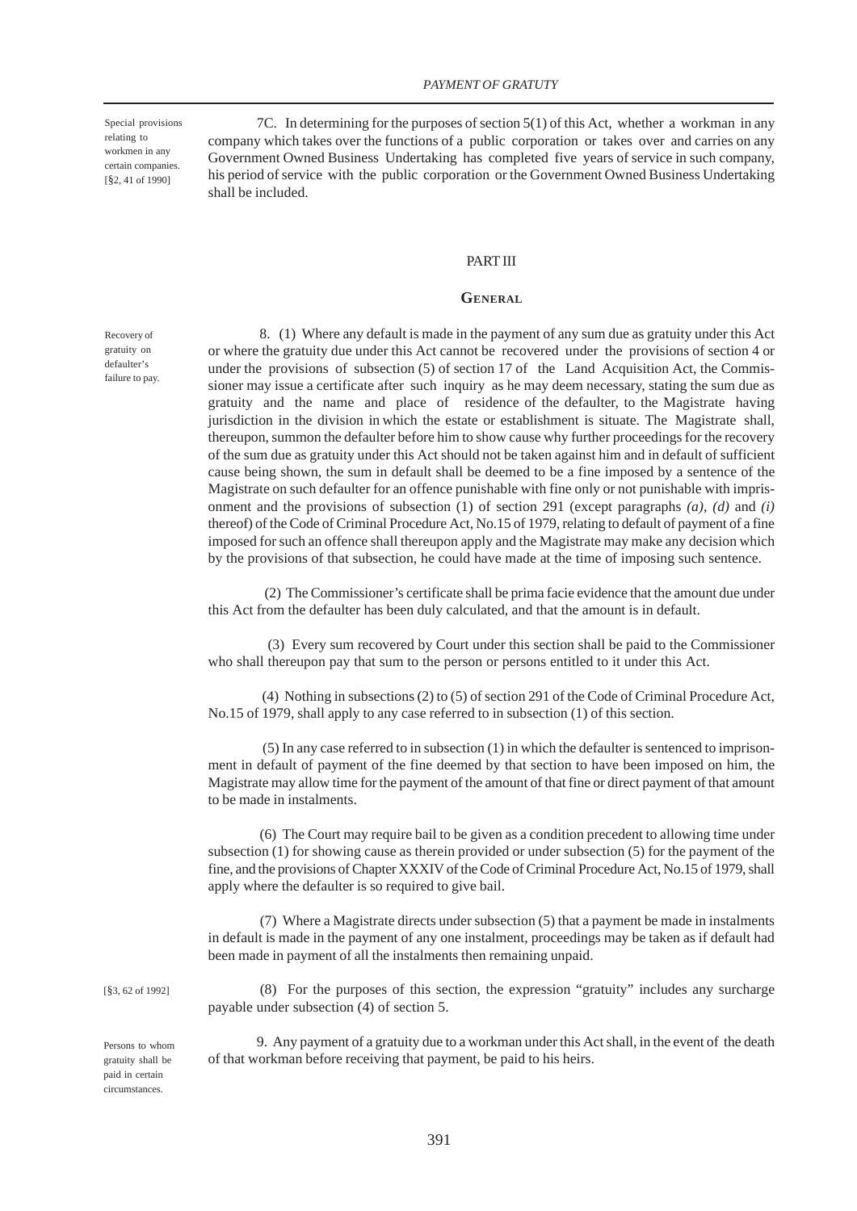Special provisions relating to workmen in any certain companies. [§2, 41 of 1990]

7C. In determining for the purposes of section 5(1) of this Act, whether a workman in any company which takes over the functions of a public corporation or takes over and carries on any Government Owned Business Undertaking has completed five years of service in such company, his period of service with the public corporation or the Government Owned Business Undertaking shall be included.

## PART III

## GENERAL

Recovery of gratuity on defaulter's failure to pay.

8. (1) Where any default is made in the payment of any sum due as gratuity under this Act or where the gratuity due under this Act cannot be recovered under the provisions of section 4 or under the provisions of subsection (5) of section 17 of the Land Acquisition Act, the Commissioner may issue a certificate after such inquiry as he may deem necessary, stating the sum due as gratuity and the name and place of residence of the defaulter, to the Magistrate having jurisdiction in the division in which the estate or establishment is situate. The Magistrate shall, thereupon, summon the defaulter before him to show cause why further proceedings for the recovery of the sum due as gratuity under this Act should not be taken against him and in default of sufficient cause being shown, the sum in default shall be deemed to be a fine imposed by a sentence of the Magistrate on such defaulter for an offence punishable with fine only or not punishable with imprisonment and the provisions of subsection (1) of section 291 (except paragraphs *(a)*, *(d)* and *(i)* thereof) of the Code of Criminal Procedure Act, No.15 of 1979, relating to default of payment of a fine imposed for such an offence shall thereupon apply and the Magistrate may make any decision which by the provisions of that subsection, he could have made at the time of imposing such sentence.

(2) The Commissioner's certificate shall be prima facie evidence that the amount due under this Act from the defaulter has been duly calculated, and that the amount is in default.

(3) Every sum recovered by Court under this section shall be paid to the Commissioner who shall thereupon pay that sum to the person or persons entitled to it under this Act.

(4) Nothing in subsections (2) to (5) of section 291 of the Code of Criminal Procedure Act, No.15 of 1979, shall apply to any case referred to in subsection (1) of this section.

(5) In any case referred to in subsection (1) in which the defaulter is sentenced to imprisonment in default of payment of the fine deemed by that section to have been imposed on him, the Magistrate may allow time for the payment of the amount of that fine or direct payment of that amount to be made in instalments.

(6) The Court may require bail to be given as a condition precedent to allowing time under subsection (1) for showing cause as therein provided or under subsection (5) for the payment of the fine, and the provisions of Chapter XXXIV of the Code of Criminal Procedure Act, No.15 of 1979, shall apply where the defaulter is so required to give bail.

(7) Where a Magistrate directs under subsection (5) that a payment be made in instalments in default is made in the payment of any one instalment, proceedings may be taken as if default had been made in payment of all the instalments then remaining unpaid.

[§3, 62 of 1992]

(8) For the purposes of this section, the expression "gratuity" includes any surcharge payable under subsection (4) of section 5.

Persons to whom gratuity shall be paid in certain circumstances.

9. Any payment of a gratuity due to a workman under this Act shall, in the event of the death of that workman before receiving that payment, be paid to his heirs.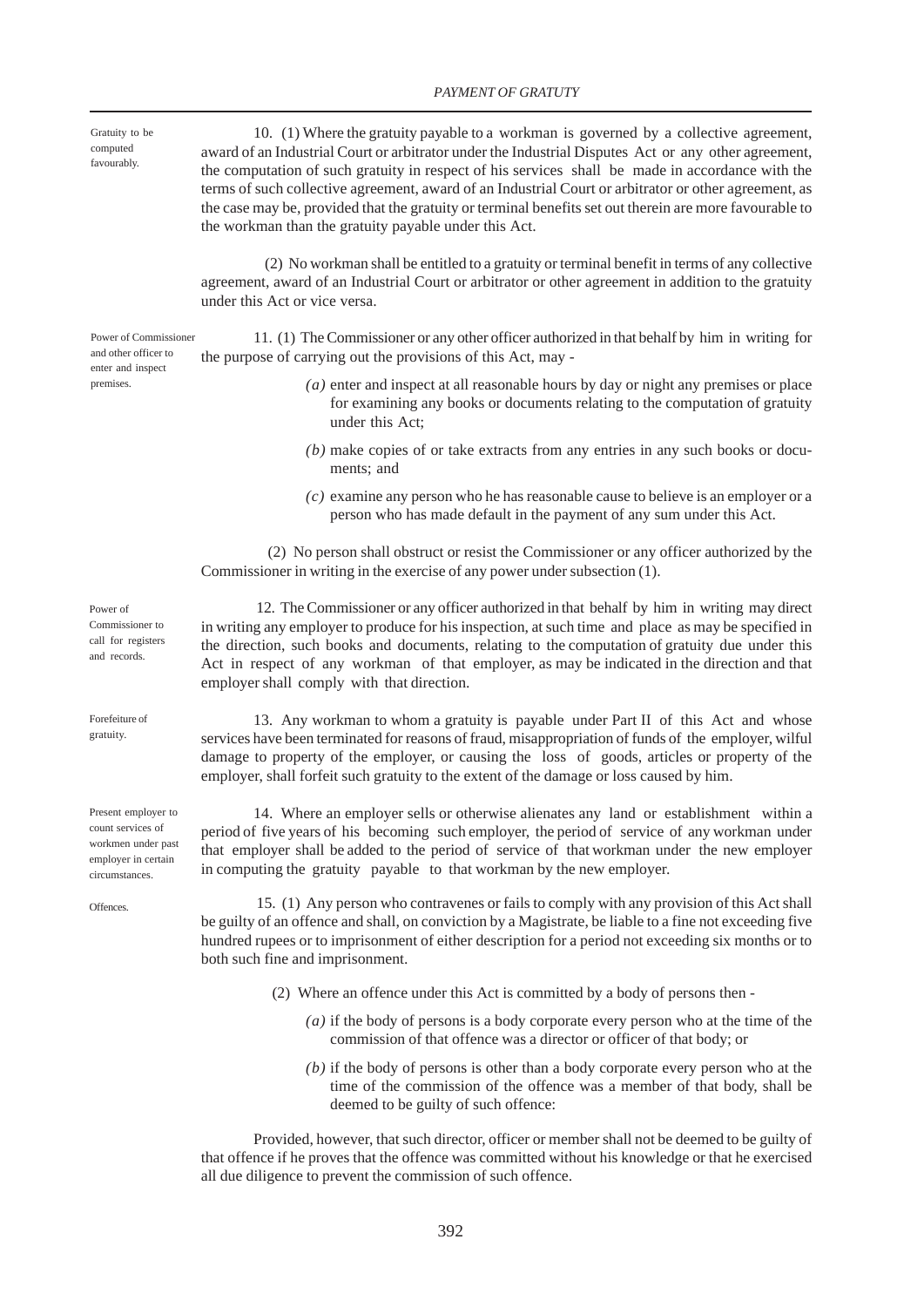*Gratuity to be computed favourably.*

10. (1) Where the gratuity payable to a workman is governed by a collective agreement, award of an Industrial Court or arbitrator under the Industrial Disputes Act or any other agreement, the computation of such gratuity in respect of his services shall be made in accordance with the terms of such collective agreement, award of an Industrial Court or arbitrator or other agreement, as the case may be, provided that the gratuity or terminal benefits set out therein are more favourable to the workman than the gratuity payable under this Act.

(2) No workman shall be entitled to a gratuity or terminal benefit in terms of any collective agreement, award of an Industrial Court or arbitrator or other agreement in addition to the gratuity under this Act or vice versa.

*Power of Commissioner and other officer to enter and inspect premises.*

11. (1) The Commissioner or any other officer authorized in that behalf by him in writing for the purpose of carrying out the provisions of this Act, may -

*(a)* enter and inspect at all reasonable hours by day or night any premises or place for examining any books or documents relating to the computation of gratuity under this Act;

*(b)* make copies of or take extracts from any entries in any such books or documents; and

*(c)* examine any person who he has reasonable cause to believe is an employer or a person who has made default in the payment of any sum under this Act.

(2) No person shall obstruct or resist the Commissioner or any officer authorized by the Commissioner in writing in the exercise of any power under subsection (1).

*Power of Commissioner to call for registers and records.*

12. The Commissioner or any officer authorized in that behalf by him in writing may direct in writing any employer to produce for his inspection, at such time and place as may be specified in the direction, such books and documents, relating to the computation of gratuity due under this Act in respect of any workman of that employer, as may be indicated in the direction and that employer shall comply with that direction.

*Forefeiture of gratuity.*

13. Any workman to whom a gratuity is payable under Part II of this Act and whose services have been terminated for reasons of fraud, misappropriation of funds of the employer, wilful damage to property of the employer, or causing the loss of goods, articles or property of the employer, shall forfeit such gratuity to the extent of the damage or loss caused by him.

*Present employer to count services of workmen under past employer in certain circumstances.*

14. Where an employer sells or otherwise alienates any land or establishment within a period of five years of his becoming such employer, the period of service of any workman under that employer shall be added to the period of service of that workman under the new employer in computing the gratuity payable to that workman by the new employer.

*Offences.*

15. (1) Any person who contravenes or fails to comply with any provision of this Act shall be guilty of an offence and shall, on conviction by a Magistrate, be liable to a fine not exceeding five hundred rupees or to imprisonment of either description for a period not exceeding six months or to both such fine and imprisonment.

(2) Where an offence under this Act is committed by a body of persons then -

*(a)* if the body of persons is a body corporate every person who at the time of the commission of that offence was a director or officer of that body; or

*(b)* if the body of persons is other than a body corporate every person who at the time of the commission of the offence was a member of that body, shall be deemed to be guilty of such offence:

Provided, however, that such director, officer or member shall not be deemed to be guilty of that offence if he proves that the offence was committed without his knowledge or that he exercised all due diligence to prevent the commission of such offence.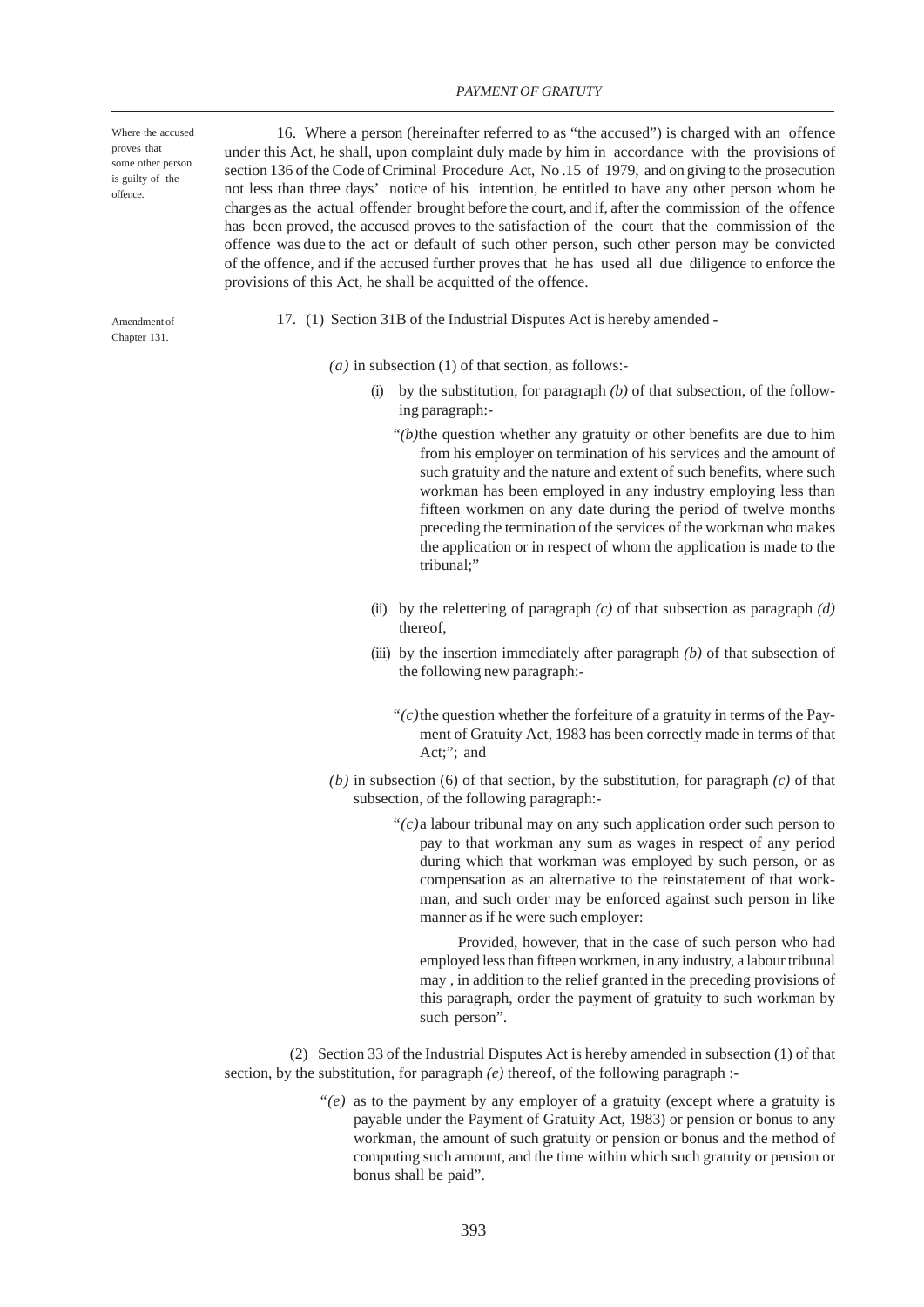Where the accused proves that some other person is guilty of the offence.

16. Where a person (hereinafter referred to as "the accused") is charged with an offence under this Act, he shall, upon complaint duly made by him in accordance with the provisions of section 136 of the Code of Criminal Procedure Act, No .15 of 1979, and on giving to the prosecution not less than three days' notice of his intention, be entitled to have any other person whom he charges as the actual offender brought before the court, and if, after the commission of the offence has been proved, the accused proves to the satisfaction of the court that the commission of the offence was due to the act or default of such other person, such other person may be convicted of the offence, and if the accused further proves that he has used all due diligence to enforce the provisions of this Act, he shall be acquitted of the offence.

Amendment of Chapter 131.

17. (1) Section 31B of the Industrial Disputes Act is hereby amended -

*(a)* in subsection (1) of that section, as follows:-

(i) by the substitution, for paragraph *(b)* of that subsection, of the following paragraph:-

"*(b)*the question whether any gratuity or other benefits are due to him from his employer on termination of his services and the amount of such gratuity and the nature and extent of such benefits, where such workman has been employed in any industry employing less than fifteen workmen on any date during the period of twelve months preceding the termination of the services of the workman who makes the application or in respect of whom the application is made to the tribunal;"

(ii) by the relettering of paragraph *(c)* of that subsection as paragraph *(d)* thereof,

(iii) by the insertion immediately after paragraph *(b)* of that subsection of the following new paragraph:-

"*(c)*the question whether the forfeiture of a gratuity in terms of the Payment of Gratuity Act, 1983 has been correctly made in terms of that Act;"; and

*(b)* in subsection (6) of that section, by the substitution, for paragraph *(c)* of that subsection, of the following paragraph:-

"*(c)*a labour tribunal may on any such application order such person to pay to that workman any sum as wages in respect of any period during which that workman was employed by such person, or as compensation as an alternative to the reinstatement of that workman, and such order may be enforced against such person in like manner as if he were such employer:

Provided, however, that in the case of such person who had employed less than fifteen workmen, in any industry, a labour tribunal may , in addition to the relief granted in the preceding provisions of this paragraph, order the payment of gratuity to such workman by such person".

(2) Section 33 of the Industrial Disputes Act is hereby amended in subsection (1) of that section, by the substitution, for paragraph *(e)* thereof, of the following paragraph :-

"*(e)* as to the payment by any employer of a gratuity (except where a gratuity is payable under the Payment of Gratuity Act, 1983) or pension or bonus to any workman, the amount of such gratuity or pension or bonus and the method of computing such amount, and the time within which such gratuity or pension or bonus shall be paid".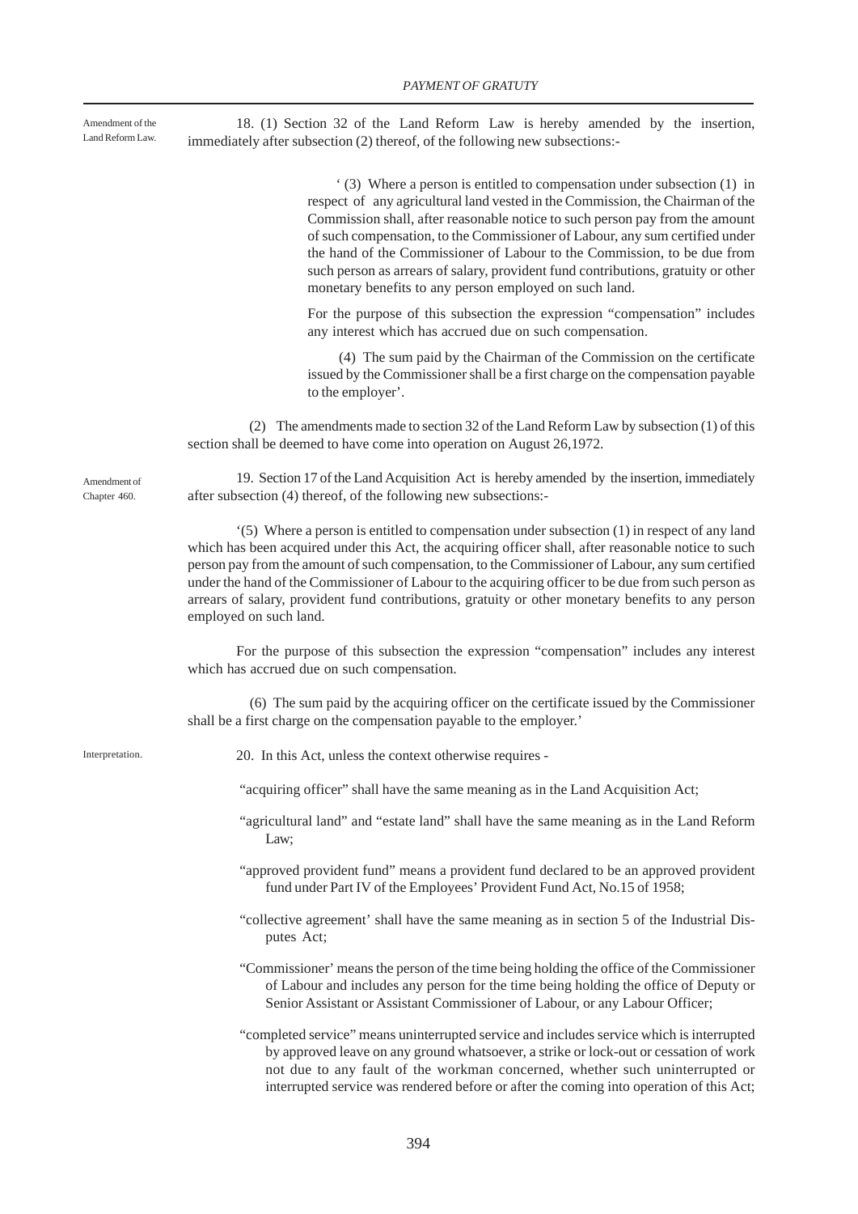Amendment of the Land Reform Law.

18. (1) Section 32 of the Land Reform Law is hereby amended by the insertion, immediately after subsection (2) thereof, of the following new subsections:-

> ' (3) Where a person is entitled to compensation under subsection (1) in respect of any agricultural land vested in the Commission, the Chairman of the Commission shall, after reasonable notice to such person pay from the amount of such compensation, to the Commissioner of Labour, any sum certified under the hand of the Commissioner of Labour to the Commission, to be due from such person as arrears of salary, provident fund contributions, gratuity or other monetary benefits to any person employed on such land.
>
> For the purpose of this subsection the expression "compensation" includes any interest which has accrued due on such compensation.
>
> (4) The sum paid by the Chairman of the Commission on the certificate issued by the Commissioner shall be a first charge on the compensation payable to the employer'.

(2) The amendments made to section 32 of the Land Reform Law by subsection (1) of this section shall be deemed to have come into operation on August 26,1972.

Amendment of Chapter 460.

19. Section 17 of the Land Acquisition Act is hereby amended by the insertion, immediately after subsection (4) thereof, of the following new subsections:-

'(5) Where a person is entitled to compensation under subsection (1) in respect of any land which has been acquired under this Act, the acquiring officer shall, after reasonable notice to such person pay from the amount of such compensation, to the Commissioner of Labour, any sum certified under the hand of the Commissioner of Labour to the acquiring officer to be due from such person as arrears of salary, provident fund contributions, gratuity or other monetary benefits to any person employed on such land.

For the purpose of this subsection the expression "compensation" includes any interest which has accrued due on such compensation.

(6) The sum paid by the acquiring officer on the certificate issued by the Commissioner shall be a first charge on the compensation payable to the employer.'

Interpretation.

20. In this Act, unless the context otherwise requires -

"acquiring officer" shall have the same meaning as in the Land Acquisition Act;

"agricultural land" and "estate land" shall have the same meaning as in the Land Reform Law;

"approved provident fund" means a provident fund declared to be an approved provident fund under Part IV of the Employees' Provident Fund Act, No.15 of 1958;

"collective agreement' shall have the same meaning as in section 5 of the Industrial Disputes Act;

"Commissioner' means the person of the time being holding the office of the Commissioner of Labour and includes any person for the time being holding the office of Deputy or Senior Assistant or Assistant Commissioner of Labour, or any Labour Officer;

"completed service" means uninterrupted service and includes service which is interrupted by approved leave on any ground whatsoever, a strike or lock-out or cessation of work not due to any fault of the workman concerned, whether such uninterrupted or interrupted service was rendered before or after the coming into operation of this Act;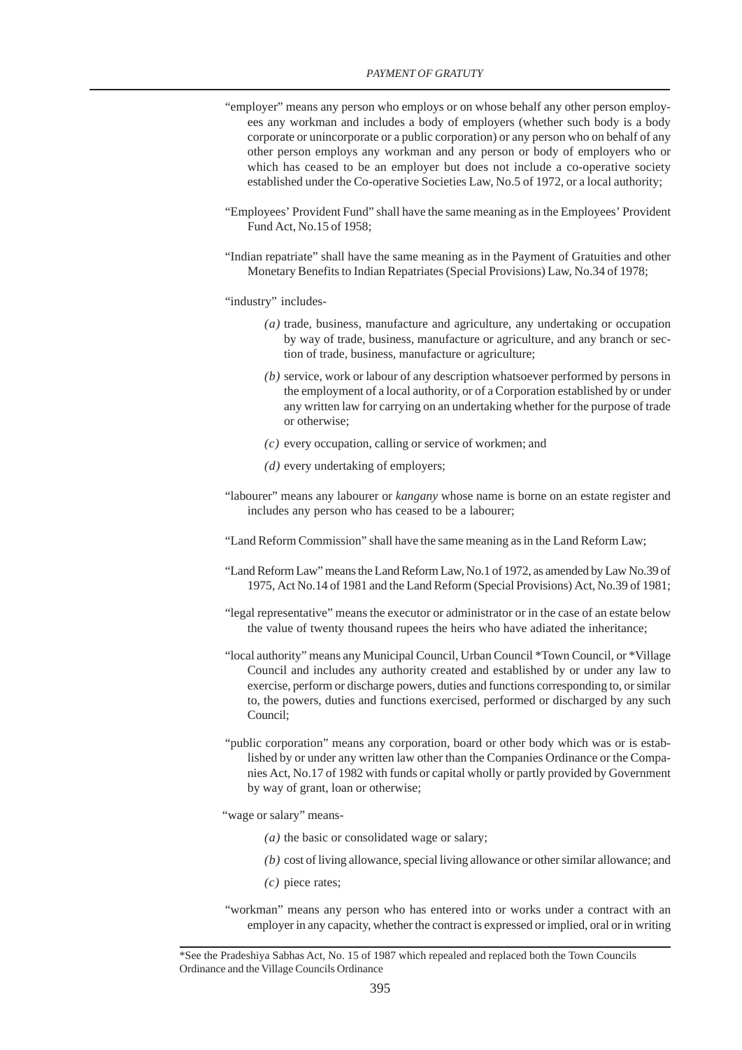"employer" means any person who employs or on whose behalf any other person employees any workman and includes a body of employers (whether such body is a body corporate or unincorporate or a public corporation) or any person who on behalf of any other person employs any workman and any person or body of employers who or which has ceased to be an employer but does not include a co-operative society established under the Co-operative Societies Law, No.5 of 1972, or a local authority;

"Employees' Provident Fund" shall have the same meaning as in the Employees' Provident Fund Act, No.15 of 1958;

"Indian repatriate" shall have the same meaning as in the Payment of Gratuities and other Monetary Benefits to Indian Repatriates (Special Provisions) Law, No.34 of 1978;

"industry" includes-

*(a)* trade, business, manufacture and agriculture, any undertaking or occupation by way of trade, business, manufacture or agriculture, and any branch or section of trade, business, manufacture or agriculture;

*(b)* service, work or labour of any description whatsoever performed by persons in the employment of a local authority, or of a Corporation established by or under any written law for carrying on an undertaking whether for the purpose of trade or otherwise;

*(c)* every occupation, calling or service of workmen; and

*(d)* every undertaking of employers;

"labourer" means any labourer or *kangany* whose name is borne on an estate register and includes any person who has ceased to be a labourer;

"Land Reform Commission" shall have the same meaning as in the Land Reform Law;

"Land Reform Law" means the Land Reform Law, No.1 of 1972, as amended by Law No.39 of 1975, Act No.14 of 1981 and the Land Reform (Special Provisions) Act, No.39 of 1981;

"legal representative" means the executor or administrator or in the case of an estate below the value of twenty thousand rupees the heirs who have adiated the inheritance;

"local authority" means any Municipal Council, Urban Council *Town Council, or *Village Council and includes any authority created and established by or under any law to exercise, perform or discharge powers, duties and functions corresponding to, or similar to, the powers, duties and functions exercised, performed or discharged by any such Council;

"public corporation" means any corporation, board or other body which was or is established by or under any written law other than the Companies Ordinance or the Companies Act, No.17 of 1982 with funds or capital wholly or partly provided by Government by way of grant, loan or otherwise;

"wage or salary" means-

*(a)* the basic or consolidated wage or salary;

*(b)* cost of living allowance, special living allowance or other similar allowance; and

*(c)* piece rates;

"workman" means any person who has entered into or works under a contract with an employer in any capacity, whether the contract is expressed or implied, oral or in writing

---

*See the Pradeshiya Sabhas Act, No. 15 of 1987 which repealed and replaced both the Town Councils Ordinance and the Village Councils Ordinance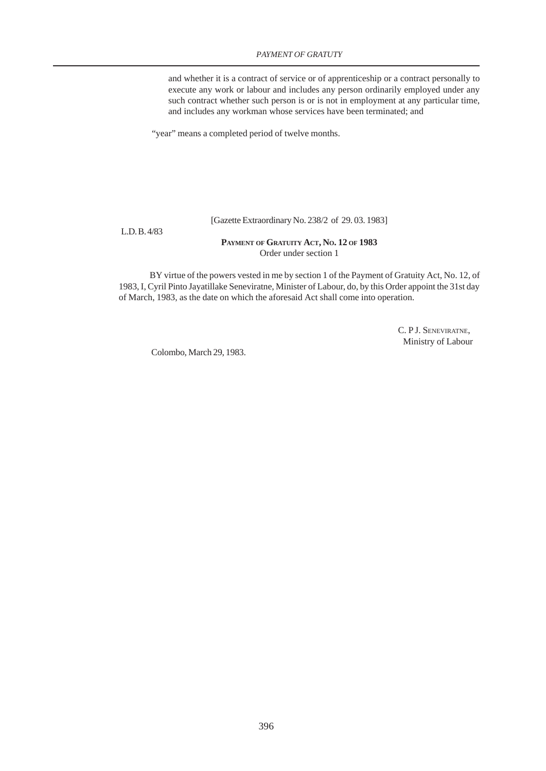and whether it is a contract of service or of apprenticeship or a contract personally to execute any work or labour and includes any person ordinarily employed under any such contract whether such person is or is not in employment at any particular time, and includes any workman whose services have been terminated; and

"year" means a completed period of twelve months.

[Gazette Extraordinary No. 238/2 of 29. 03. 1983]

L.D. B. 4/83

**PAYMENT OF GRATUITY ACT, NO. 12 OF 1983**
Order under section 1

BY virtue of the powers vested in me by section 1 of the Payment of Gratuity Act, No. 12, of 1983, I, Cyril Pinto Jayatillake Seneviratne, Minister of Labour, do, by this Order appoint the 31st day of March, 1983, as the date on which the aforesaid Act shall come into operation.

C. P J. SENEVIRATNE,
Ministry of Labour

Colombo, March 29, 1983.